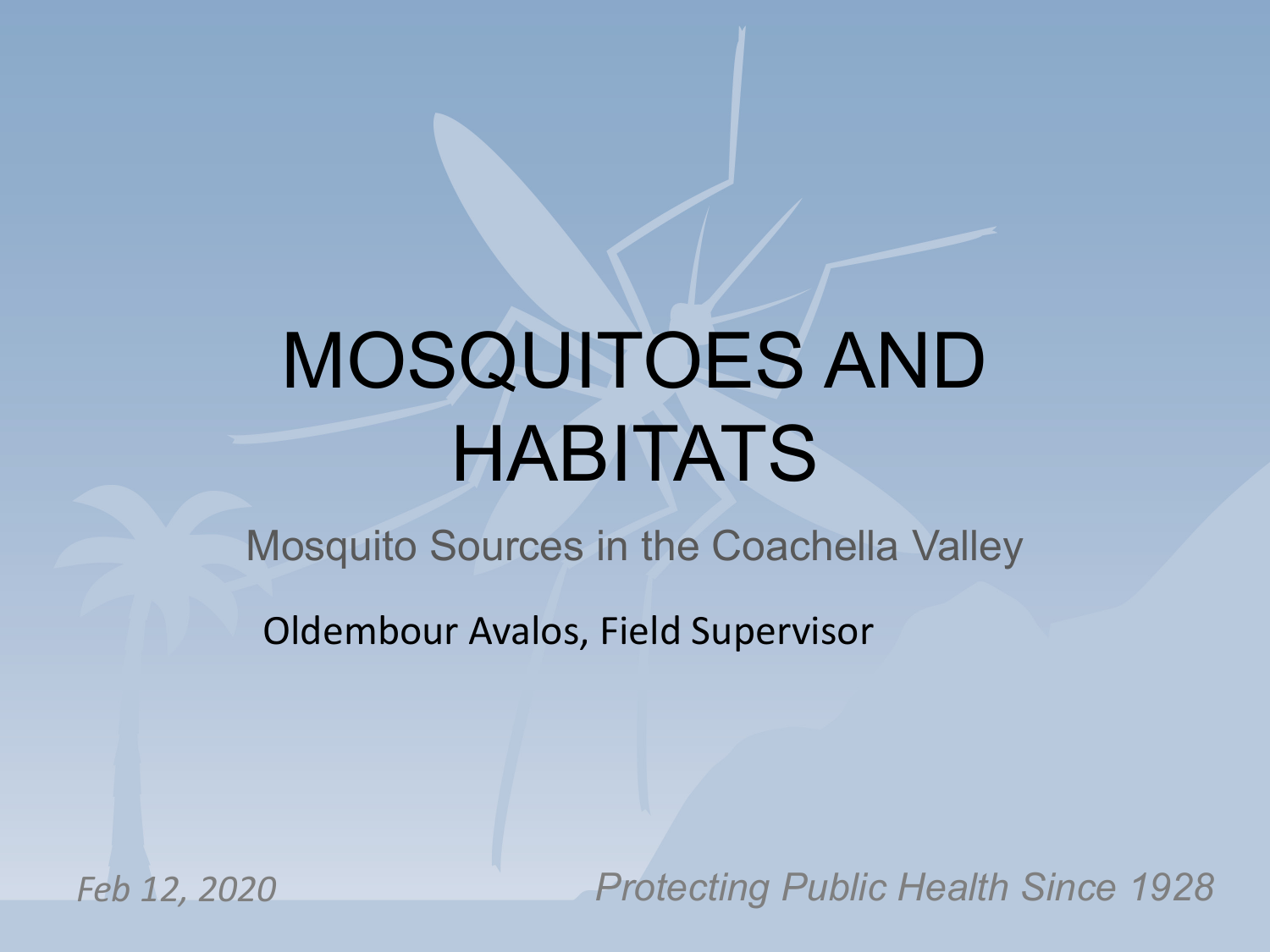# MOSQUITOES AND HABITATS

Mosquito Sources in the Coachella Valley

Oldembour Avalos, Field Supervisor

*Feb 12, 2020*

*Protecting Public Health Since 1928*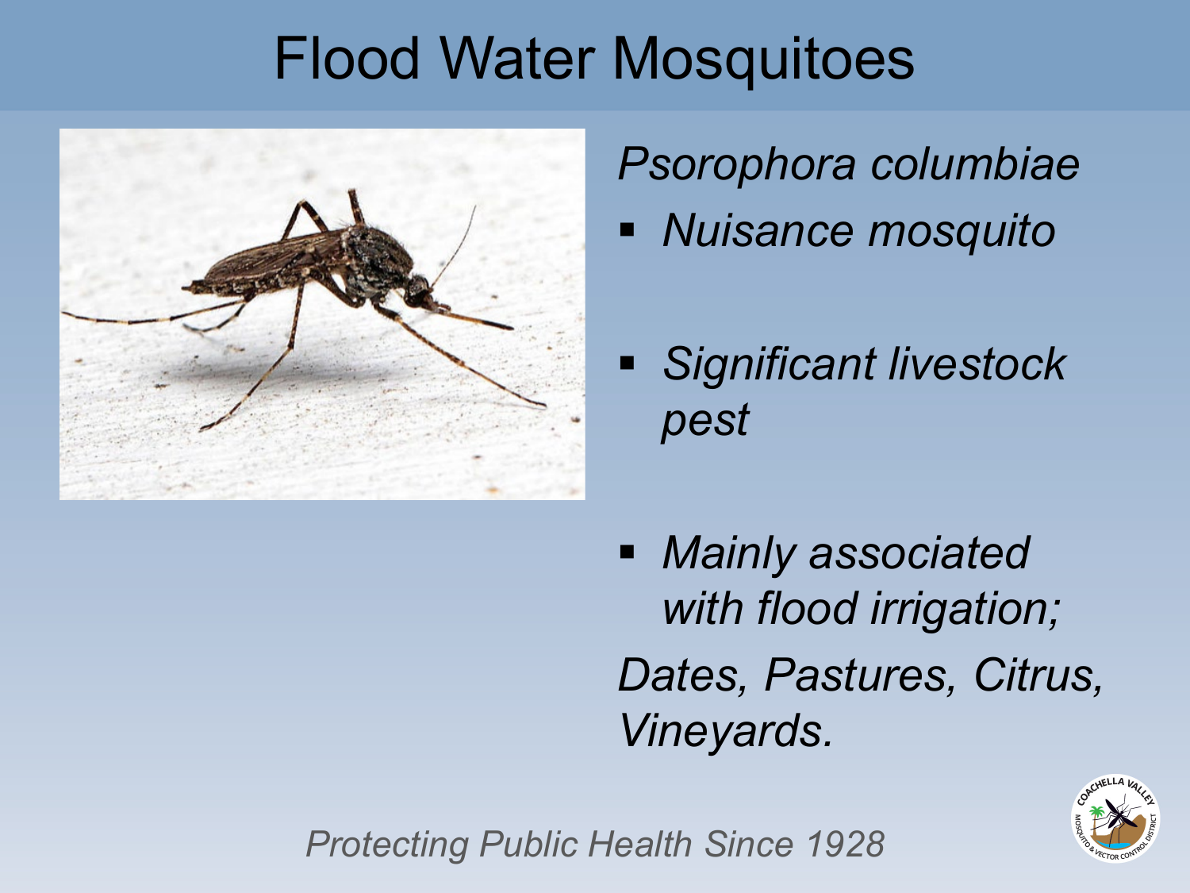# Flood Water Mosquitoes

*Psorophora columbiae*

- *Nuisance mosquito*
- *Significant livestock pest*
- *Mainly associated with flood irrigation;*

*Dates, Pastures, Citrus, Vineyards.*

*Protecting Public Health Since 1928*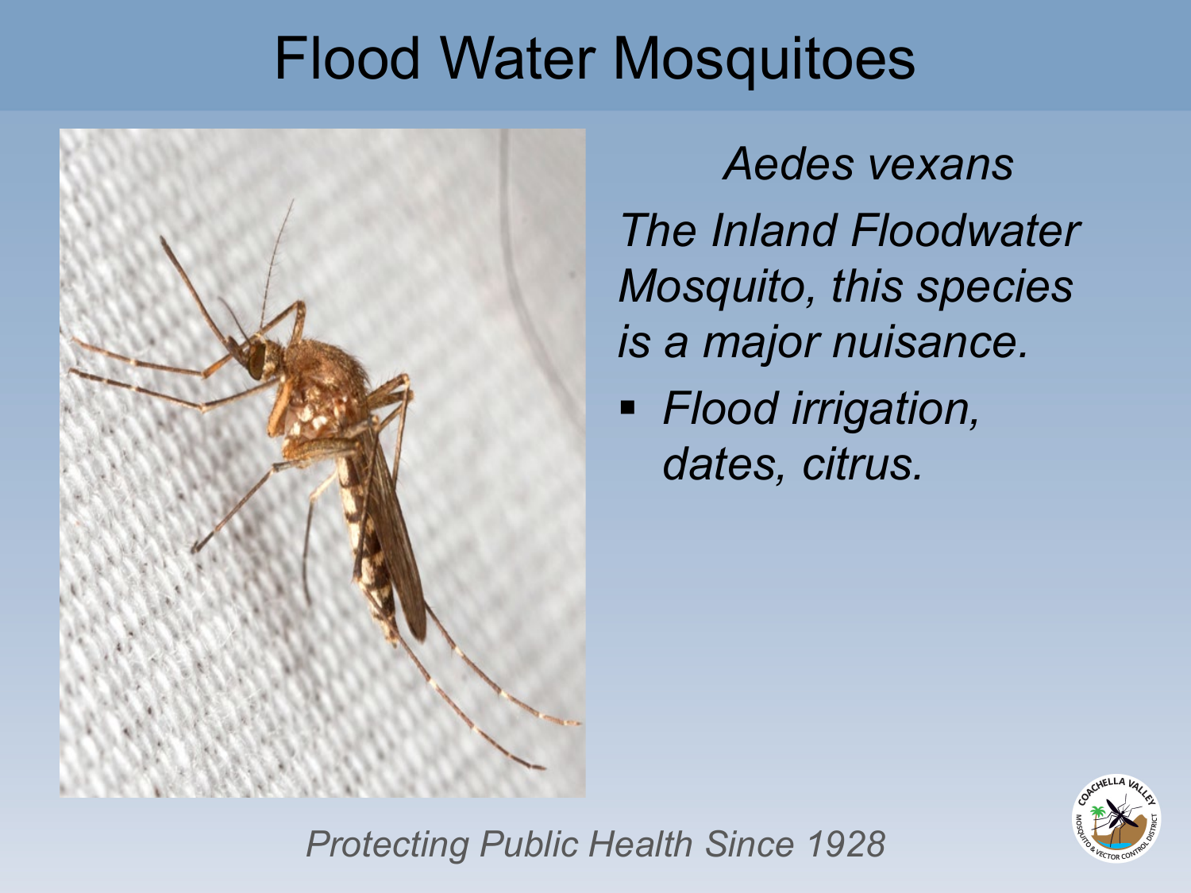# Flood Water Mosquitoes

*Aedes vexans*

*The Inland Floodwater Mosquito, this species is a major nuisance.*

- *Flood irrigation, dates, citrus.*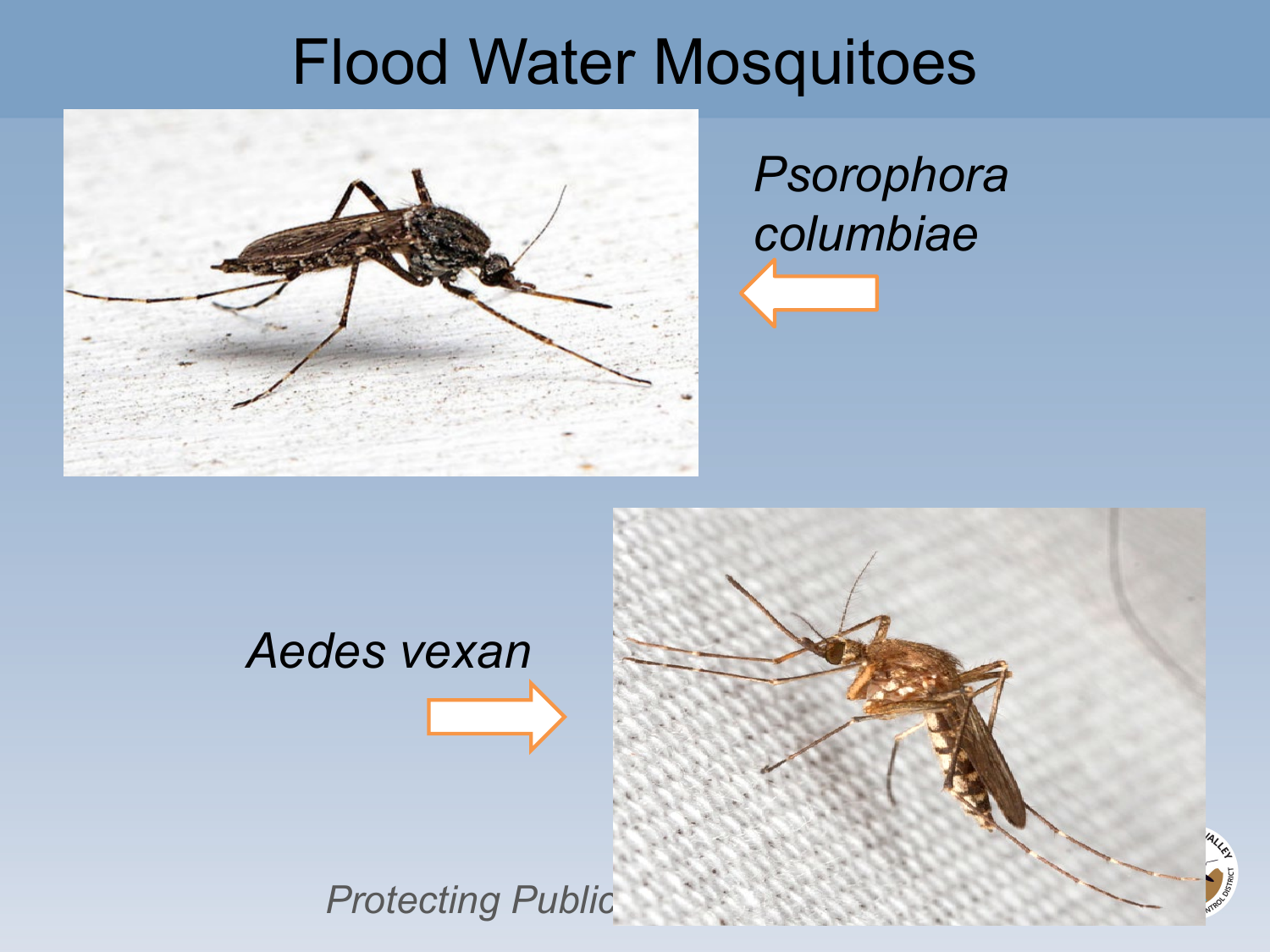# Flood Water Mosquitoes

*Psorophora columbiae*

*Aedes vexan*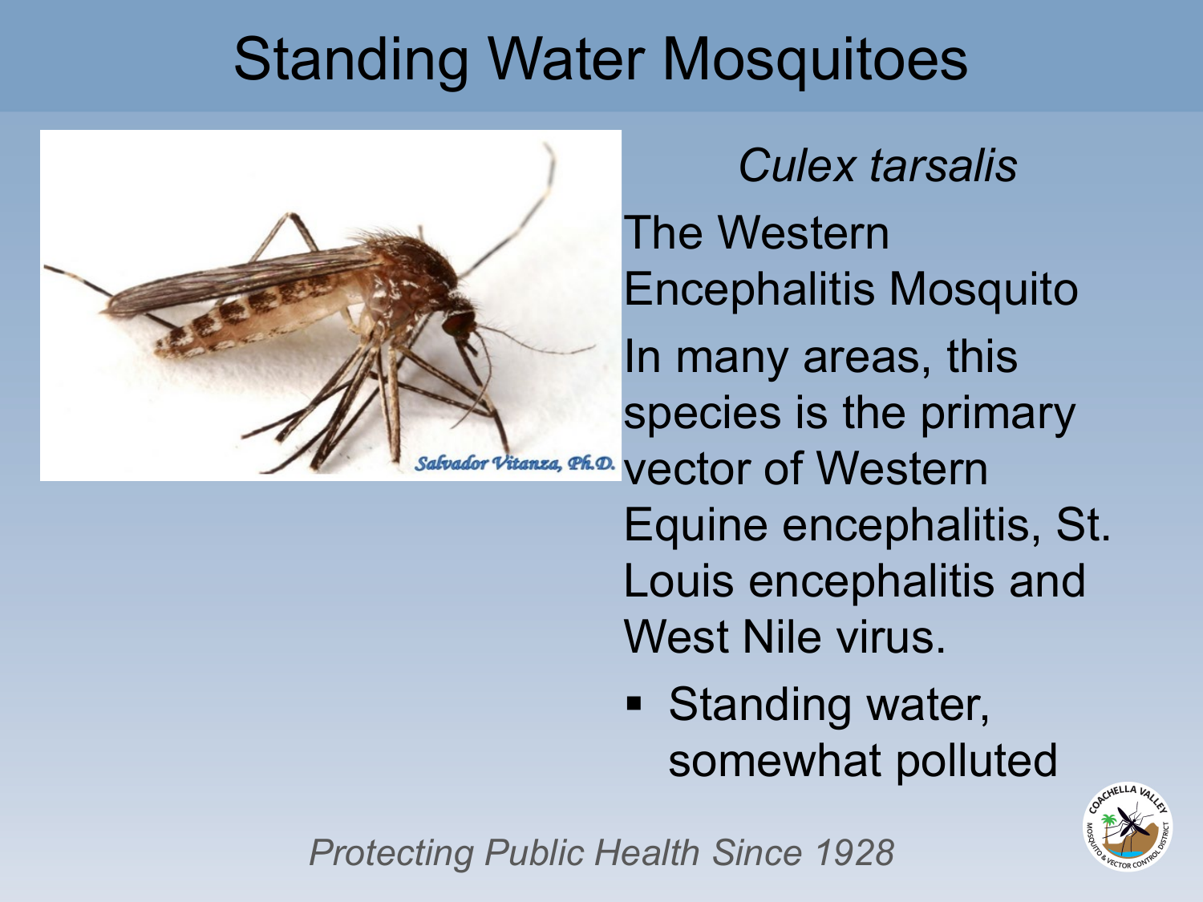# Standing Water Mosquitoes

*Culex tarsalis*

The Western Encephalitis Mosquito

In many areas, this species is the primary vector of Western Equine encephalitis, St. Louis encephalitis and West Nile virus.

- Standing water, somewhat polluted

*Protecting Public Health Since 1928*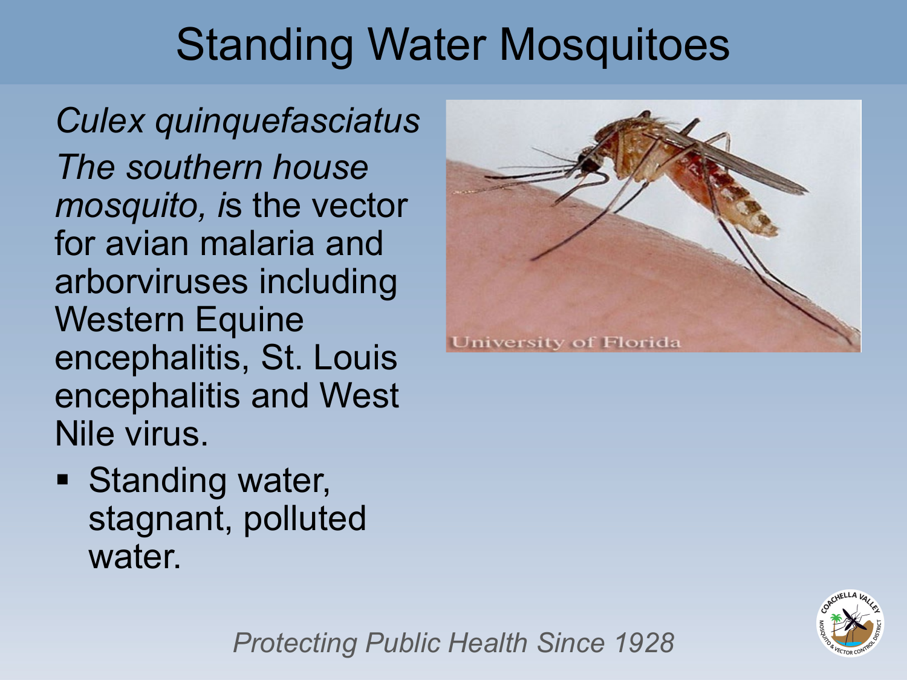# Standing Water Mosquitoes

*Culex quinquefasciatus*

*The southern house mosquito, i*s the vector for avian malaria and arborviruses including Western Equine encephalitis, St. Louis encephalitis and West Nile virus.

- Standing water, stagnant, polluted water.

*Protecting Public Health Since 1928*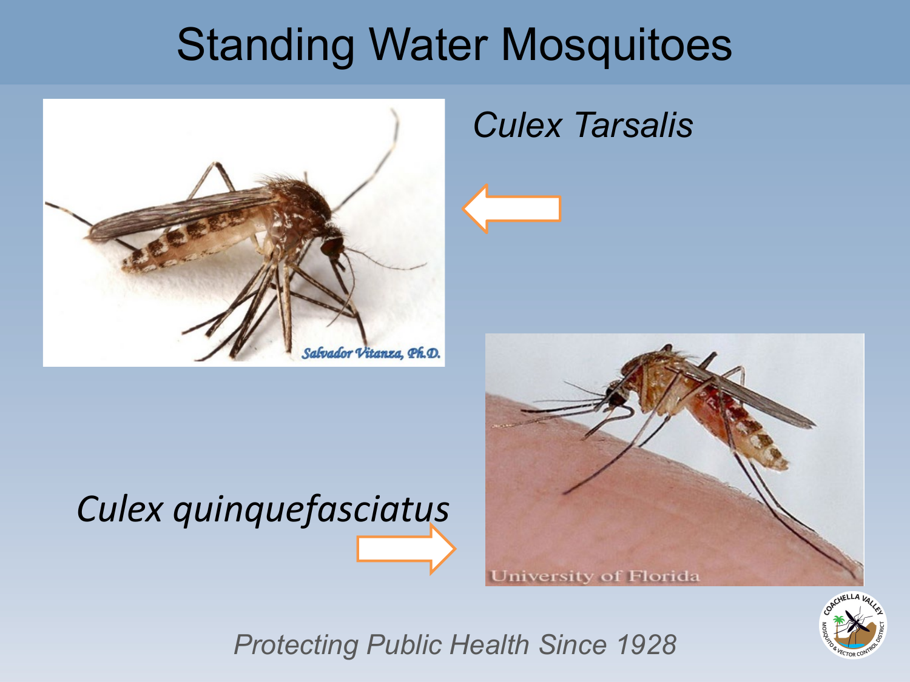# Standing Water Mosquitoes

*Culex Tarsalis*

*Culex quinquefasciatus*

*Protecting Public Health Since 1928*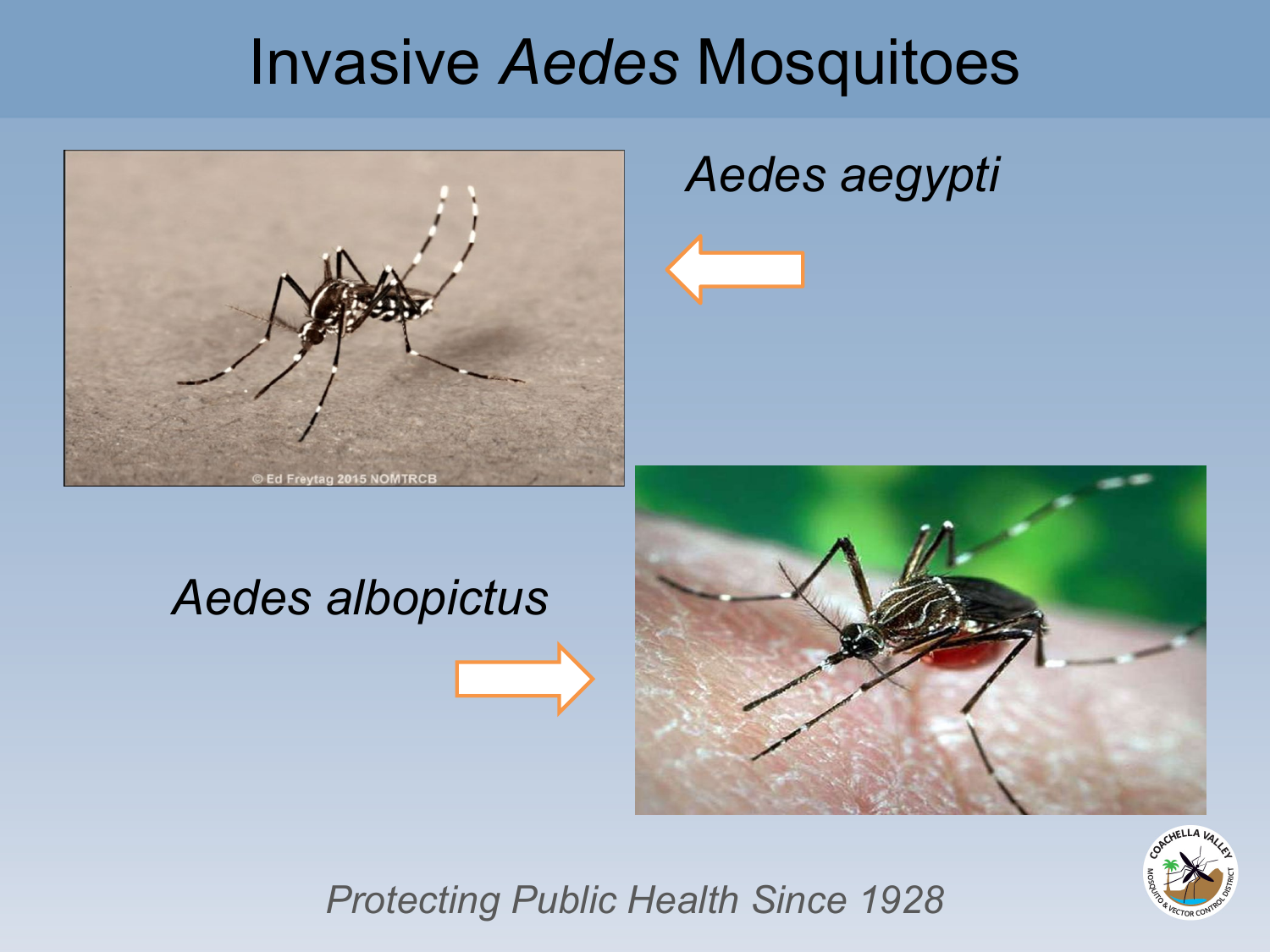# Invasive *Aedes* Mosquitoes

*Aedes aegypti*

*Aedes albopictus*

*Protecting Public Health Since 1928*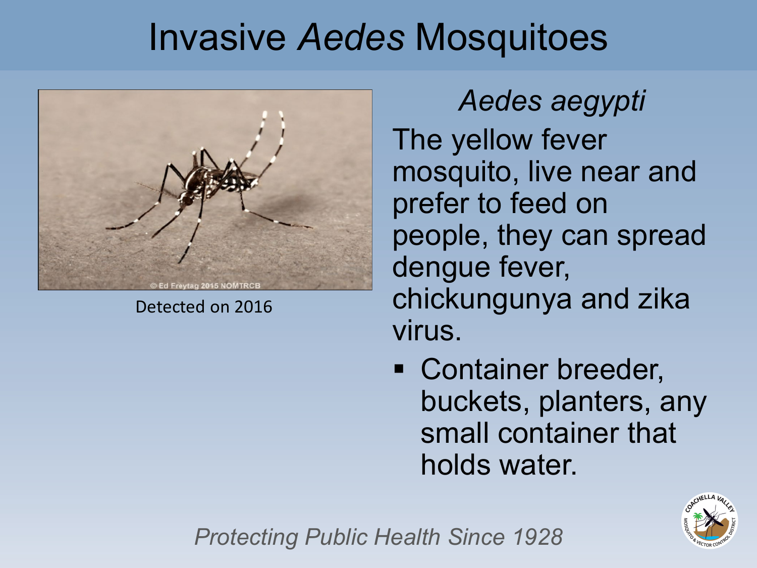# Invasive *Aedes* Mosquitoes

Detected on 2016

*Aedes aegypti*

The yellow fever mosquito, live near and prefer to feed on people, they can spread dengue fever, chickungunya and zika virus.

- Container breeder, buckets, planters, any small container that holds water.

*Protecting Public Health Since 1928*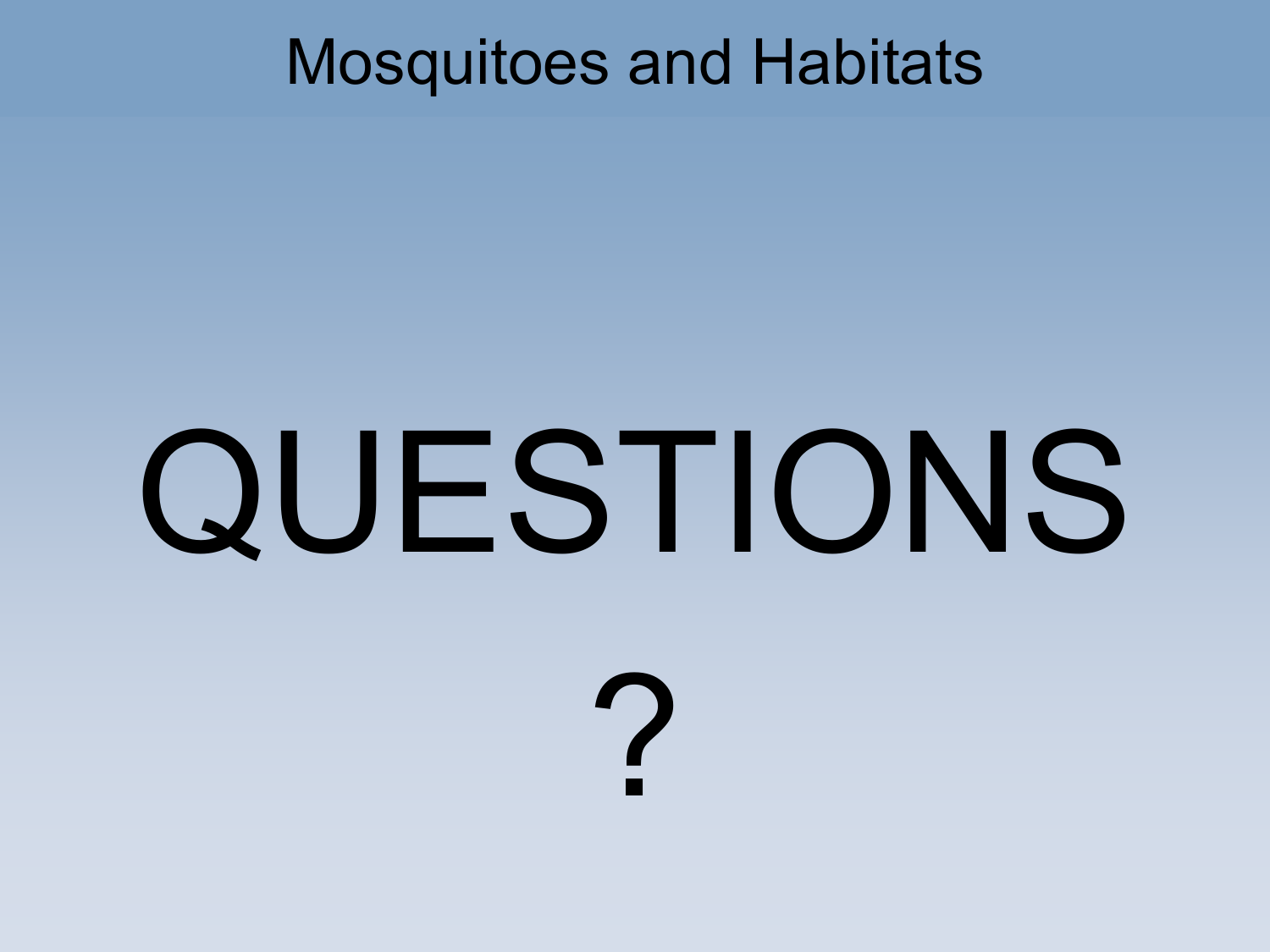# Mosquitoes and Habitats

QUESTIONS

?